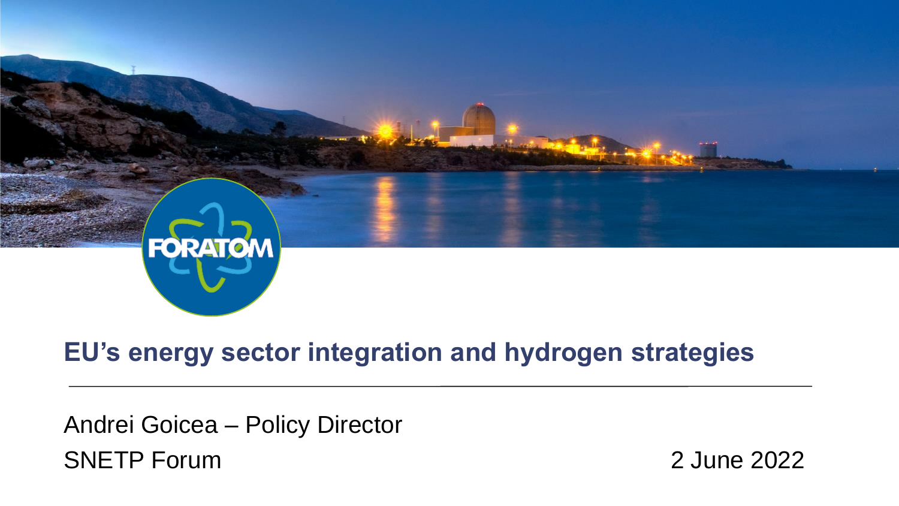FORATOM

# EU's energy sector integration and hydrogen strategies

Andrei Goicea – Policy Director

SNETP Forum

2 June 2022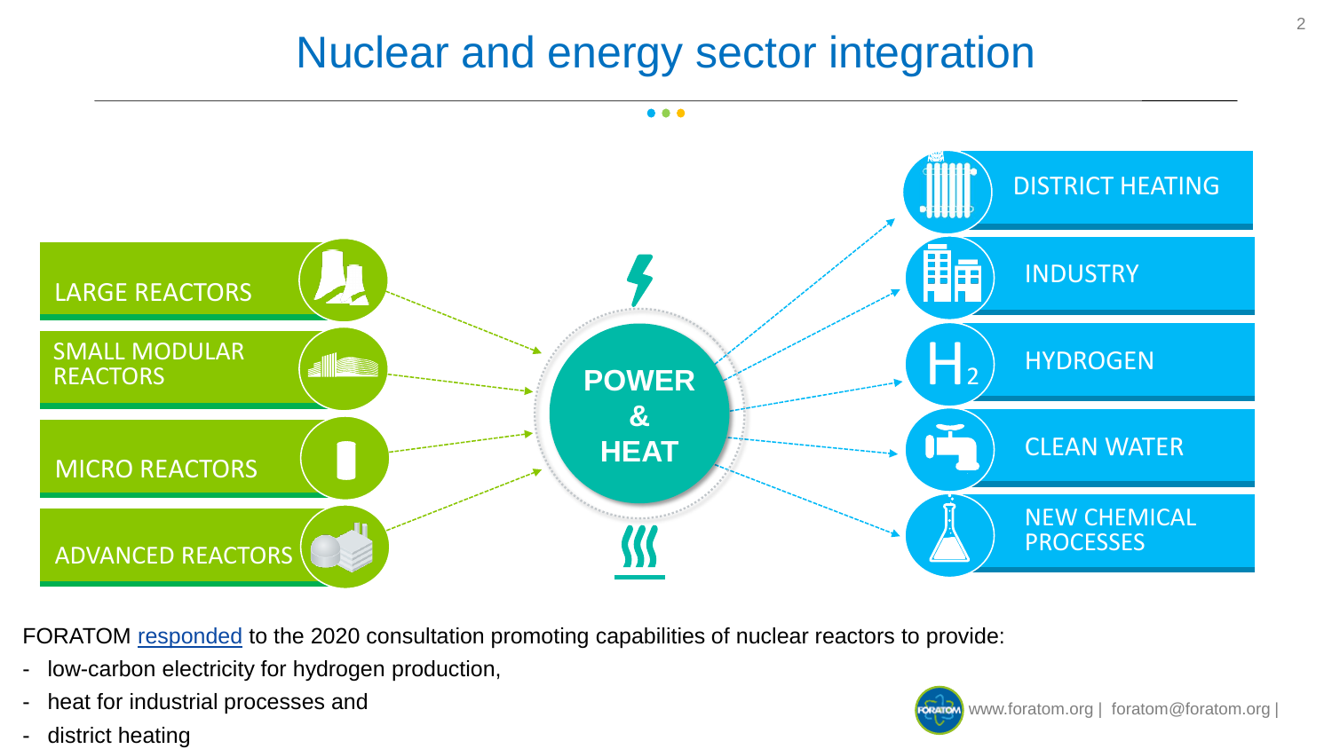# Nuclear and energy sector integration

LARGE REACTORS

SMALL MODULAR REACTORS

MICRO REACTORS

ADVANCED REACTORS

POWER & HEAT

DISTRICT HEATING

INDUSTRY

HYDROGEN

CLEAN WATER

NEW CHEMICAL PROCESSES

FORATOM responded to the 2020 consultation promoting capabilities of nuclear reactors to provide:

- low-carbon electricity for hydrogen production,
- heat for industrial processes and
- district heating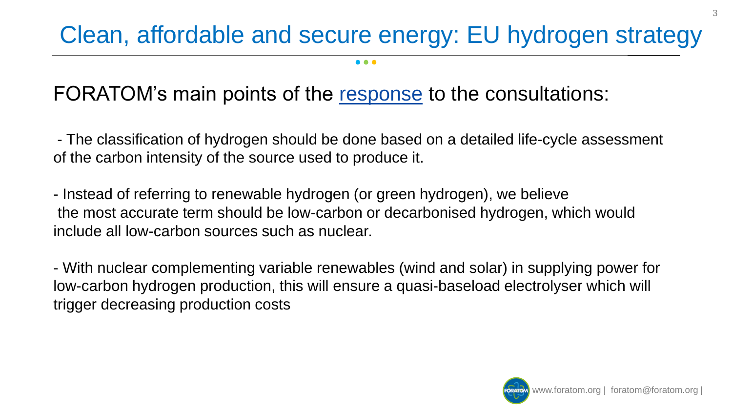# Clean, affordable and secure energy: EU hydrogen strategy

FORATOM's main points of the response to the consultations:

- The classification of hydrogen should be done based on a detailed life-cycle assessment of the carbon intensity of the source used to produce it.

- Instead of referring to renewable hydrogen (or green hydrogen), we believe the most accurate term should be low-carbon or decarbonised hydrogen, which would include all low-carbon sources such as nuclear.

- With nuclear complementing variable renewables (wind and solar) in supplying power for low-carbon hydrogen production, this will ensure a quasi-baseload electrolyser which will trigger decreasing production costs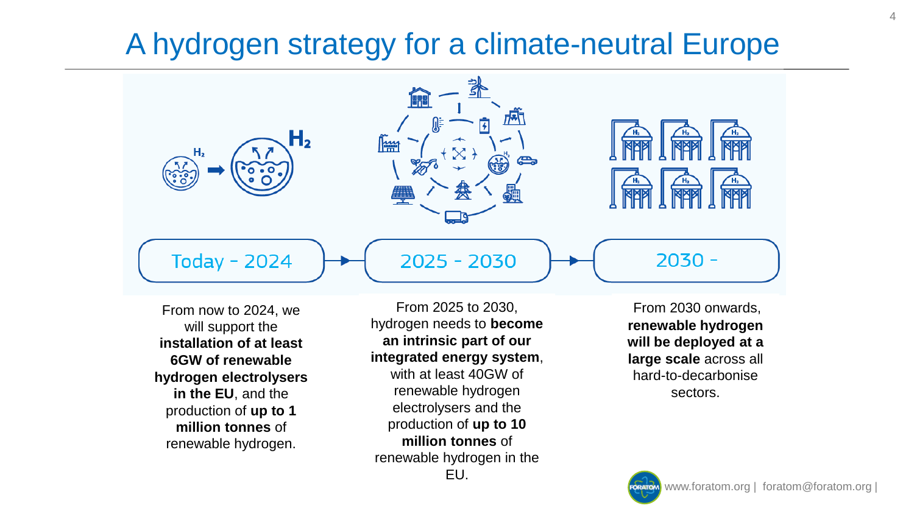# A hydrogen strategy for a climate-neutral Europe

**Today - 2024**

From now to 2024, we will support the **installation of at least 6GW of renewable hydrogen electrolysers in the EU**, and the production of **up to 1 million tonnes** of renewable hydrogen.

**2025 - 2030**

From 2025 to 2030, hydrogen needs to **become an intrinsic part of our integrated energy system**, with at least 40GW of renewable hydrogen electrolysers and the production of **up to 10 million tonnes** of renewable hydrogen in the EU.

**2030 -**

From 2030 onwards, **renewable hydrogen will be deployed at a large scale** across all hard-to-decarbonise sectors.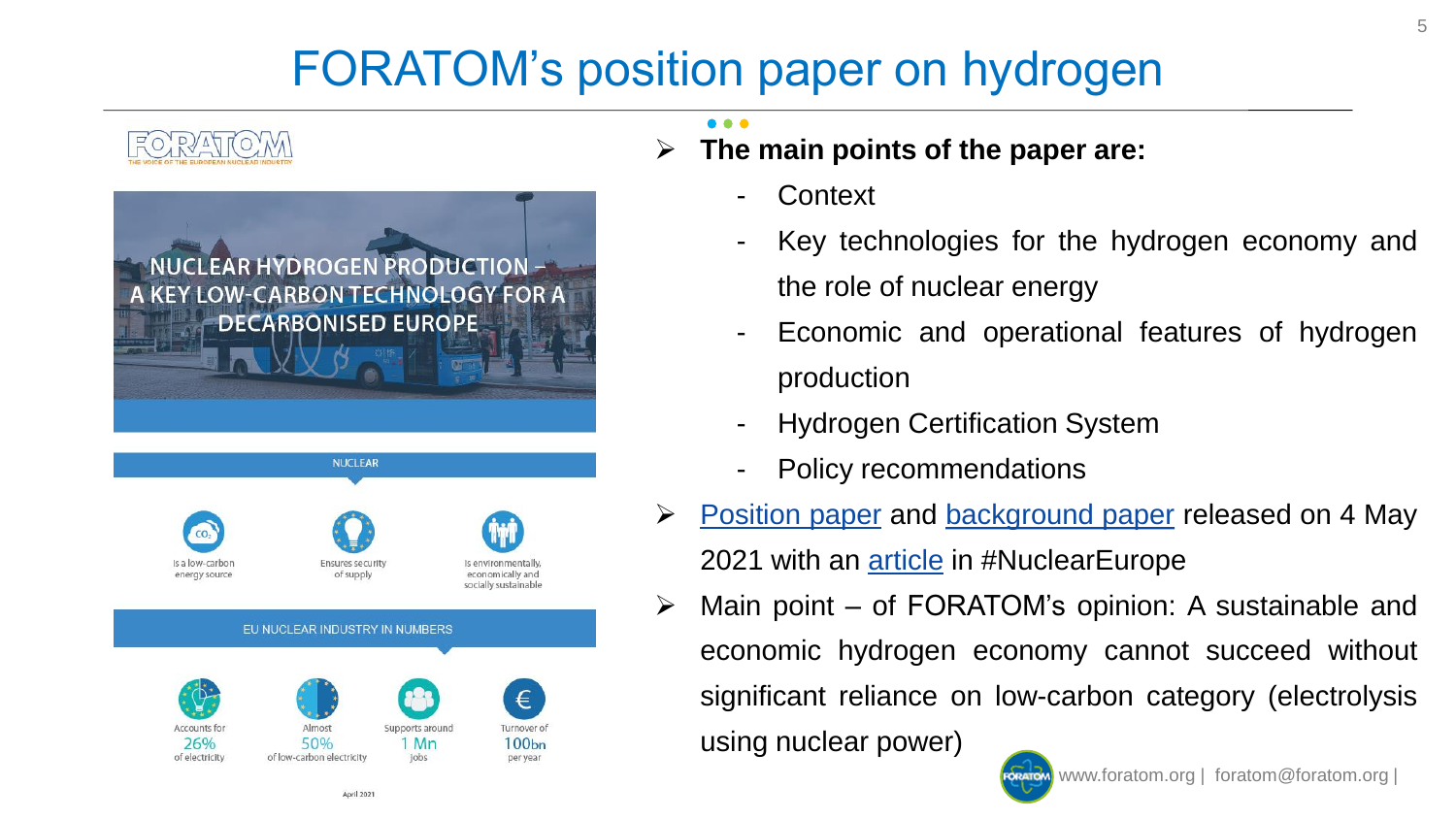# FORATOM's position paper on hydrogen

FORATOM
THE VOICE OF THE EUROPEAN NUCLEAR INDUSTRY

NUCLEAR HYDROGEN PRODUCTION – A KEY LOW-CARBON TECHNOLOGY FOR A DECARBONISED EUROPE

NUCLEAR

- Is a low-carbon energy source
- Ensures security of supply
- Is environmentally, economically and socially sustainable

EU NUCLEAR INDUSTRY IN NUMBERS

- Accounts for 26% of electricity
- Almost 50% of low-carbon electricity
- Supports around 1 Mn jobs
- Turnover of 100bn per year

April 2021

- **The main points of the paper are:**
  - Context
  - Key technologies for the hydrogen economy and the role of nuclear energy
  - Economic and operational features of hydrogen production
  - Hydrogen Certification System
  - Policy recommendations
- Position paper and background paper released on 4 May 2021 with an article in #NuclearEurope
- Main point – of FORATOM's opinion: A sustainable and economic hydrogen economy cannot succeed without significant reliance on low-carbon category (electrolysis using nuclear power)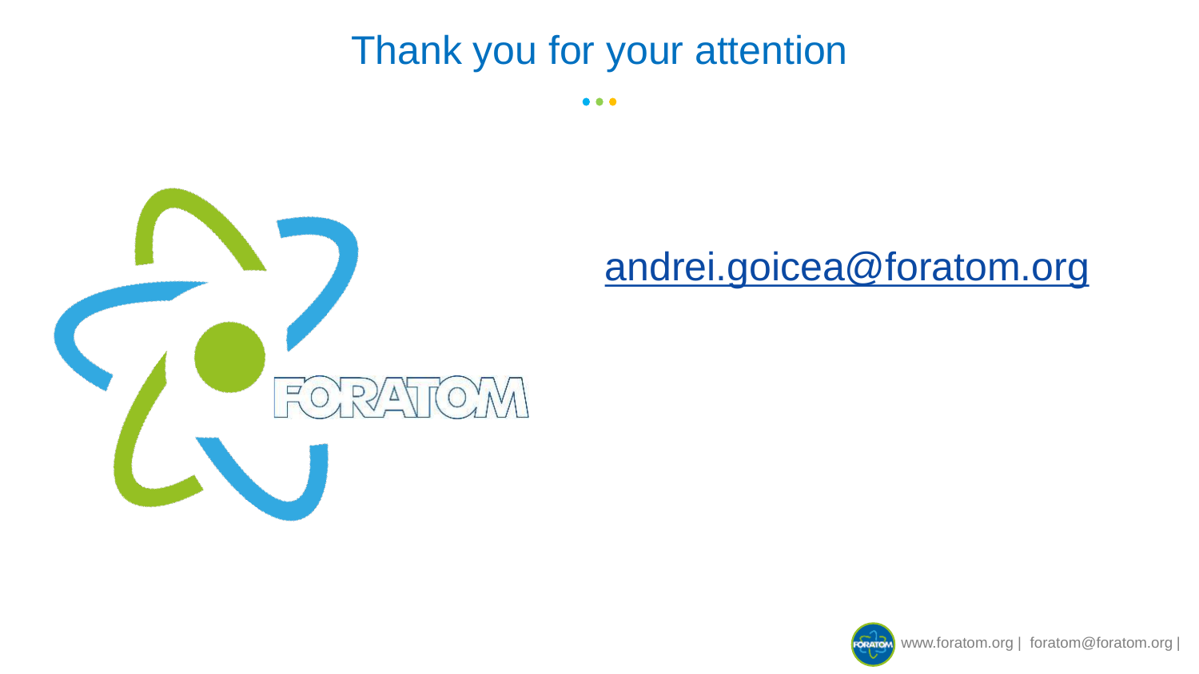# Thank you for your attention

andrei.goicea@foratom.org

www.foratom.org | foratom@foratom.org |